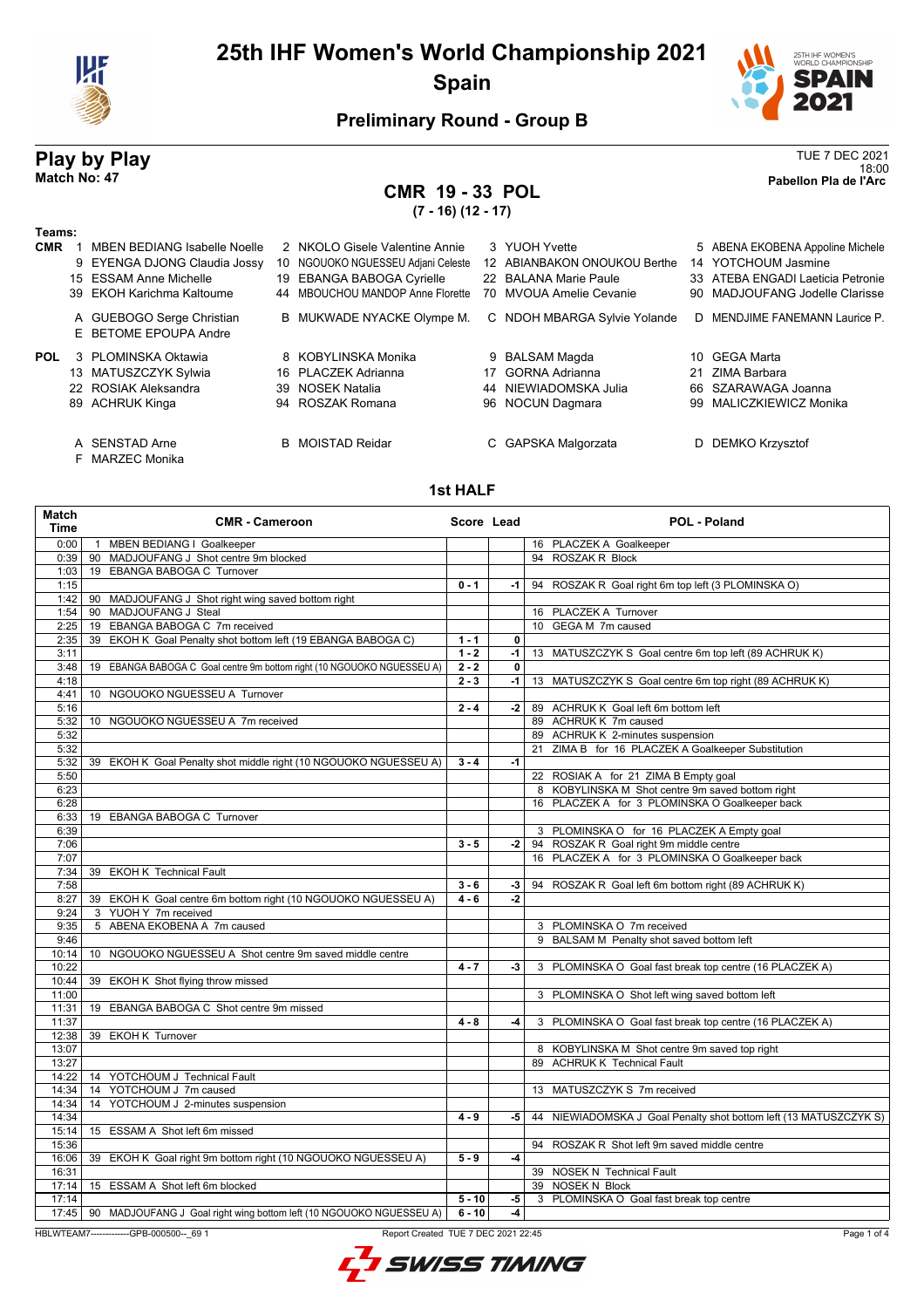# 25th IHF Women's World Championship 2021

## Spain

### Preliminary Round - Group B

## Play by Play

**Match No: 47**

TUE 7 DEC 2021
18:00
**Pabellon Pla de l'Arc**

## CMR 19 - 33 POL

**(7 - 16) (12 - 17)**

**Teams:**

**CMR**
1 MBEN BEDIANG Isabelle Noelle, 2 NKOLO Gisele Valentine Annie, 3 YUOH Yvette, 5 ABENA EKOBENA Appoline Michele, 9 EYENGA DJONG Claudia Jossy, 10 NGOUOKO NGUESSEU Adjani Celeste, 12 ABIANBAKON ONOUKOU Berthe, 14 YOTCHOUM Jasmine, 15 ESSAM Anne Michelle, 19 EBANGA BABOGA Cyrielle, 22 BALANA Marie Paule, 33 ATEBA ENGADI Laeticia Petronie, 39 EKOH Karichma Kaltoume, 44 MBOUCHOU MANDOP Anne Florette, 70 MVOUA Amelie Cevanie, 90 MADJOUFANG Jodelle Clarisse

A GUEBOGO Serge Christian, B MUKWADE NYACKE Olympe M., C NDOH MBARGA Sylvie Yolande, D MENDJIME FANEMANN Laurice P., E BETOME EPOUPA Andre

**POL**
3 PLOMINSKA Oktawia, 8 KOBYLINSKA Monika, 9 BALSAM Magda, 10 GEGA Marta, 13 MATUSZCZYK Sylwia, 16 PLACZEK Adrianna, 17 GORNA Adrianna, 21 ZIMA Barbara, 22 ROSIAK Aleksandra, 39 NOSEK Natalia, 44 NIEWIADOMSKA Julia, 66 SZARAWAGA Joanna, 89 ACHRUK Kinga, 94 ROSZAK Romana, 96 NOCUN Dagmara, 99 MALICZKIEWICZ Monika

A SENSTAD Arne, B MOISTAD Reidar, C GAPSKA Malgorzata, D DEMKO Krzysztof, F MARZEC Monika

### 1st HALF

| Match Time | CMR - Cameroon | Score | Lead | POL - Poland |
|---|---|---|---|---|
| 0:00 | 1 MBEN BEDIANG I Goalkeeper | | | 16 PLACZEK A Goalkeeper |
| 0:39 | 90 MADJOUFANG J Shot centre 9m blocked | | | 94 ROSZAK R Block |
| 1:03 | 19 EBANGA BABOGA C Turnover | | | |
| 1:15 | | 0 - 1 | -1 | 94 ROSZAK R Goal right 6m top left (3 PLOMINSKA O) |
| 1:42 | 90 MADJOUFANG J Shot right wing saved bottom right | | | |
| 1:54 | 90 MADJOUFANG J Steal | | | 16 PLACZEK A Turnover |
| 2:25 | 19 EBANGA BABOGA C 7m received | | | 10 GEGA M 7m caused |
| 2:35 | 39 EKOH K Goal Penalty shot bottom left (19 EBANGA BABOGA C) | 1 - 1 | 0 | |
| 3:11 | | 1 - 2 | -1 | 13 MATUSZCZYK S Goal centre 6m top left (89 ACHRUK K) |
| 3:48 | 19 EBANGA BABOGA C Goal centre 9m bottom right (10 NGOUOKO NGUESSEU A) | 2 - 2 | 0 | |
| 4:18 | | 2 - 3 | -1 | 13 MATUSZCZYK S Goal centre 6m top right (89 ACHRUK K) |
| 4:41 | 10 NGOUOKO NGUESSEU A Turnover | | | |
| 5:16 | | 2 - 4 | -2 | 89 ACHRUK K Goal left 6m bottom left |
| 5:32 | 10 NGOUOKO NGUESSEU A 7m received | | | 89 ACHRUK K 7m caused |
| 5:32 | | | | 89 ACHRUK K 2-minutes suspension |
| 5:32 | | | | 21 ZIMA B for 16 PLACZEK A Goalkeeper Substitution |
| 5:32 | 39 EKOH K Goal Penalty shot middle right (10 NGOUOKO NGUESSEU A) | 3 - 4 | -1 | |
| 5:50 | | | | 22 ROSIAK A for 21 ZIMA B Empty goal |
| 6:23 | | | | 8 KOBYLINSKA M Shot centre 9m saved bottom right |
| 6:28 | | | | 16 PLACZEK A for 3 PLOMINSKA O Goalkeeper back |
| 6:33 | 19 EBANGA BABOGA C Turnover | | | |
| 6:39 | | | | 3 PLOMINSKA O for 16 PLACZEK A Empty goal |
| 7:06 | | 3 - 5 | -2 | 94 ROSZAK R Goal right 9m middle centre |
| 7:07 | | | | 16 PLACZEK A for 3 PLOMINSKA O Goalkeeper back |
| 7:34 | 39 EKOH K Technical Fault | | | |
| 7:58 | | 3 - 6 | -3 | 94 ROSZAK R Goal left 6m bottom right (89 ACHRUK K) |
| 8:27 | 39 EKOH K Goal centre 6m bottom right (10 NGOUOKO NGUESSEU A) | 4 - 6 | -2 | |
| 9:24 | 3 YUOH Y 7m received | | | |
| 9:35 | 5 ABENA EKOBENA A 7m caused | | | 3 PLOMINSKA O 7m received |
| 9:46 | | | | 9 BALSAM M Penalty shot saved bottom left |
| 10:14 | 10 NGOUOKO NGUESSEU A Shot centre 9m saved middle centre | | | |
| 10:22 | | 4 - 7 | -3 | 3 PLOMINSKA O Goal fast break top centre (16 PLACZEK A) |
| 10:44 | 39 EKOH K Shot flying throw missed | | | |
| 11:00 | | | | 3 PLOMINSKA O Shot left wing saved bottom left |
| 11:31 | 19 EBANGA BABOGA C Shot centre 9m missed | | | |
| 11:37 | | 4 - 8 | -4 | 3 PLOMINSKA O Goal fast break top centre (16 PLACZEK A) |
| 12:38 | 39 EKOH K Turnover | | | |
| 13:07 | | | | 8 KOBYLINSKA M Shot centre 9m saved top right |
| 13:27 | | | | 89 ACHRUK K Technical Fault |
| 14:22 | 14 YOTCHOUM J Technical Fault | | | |
| 14:34 | 14 YOTCHOUM J 7m caused | | | 13 MATUSZCZYK S 7m received |
| 14:34 | 14 YOTCHOUM J 2-minutes suspension | | | |
| 14:34 | | 4 - 9 | -5 | 44 NIEWIADOMSKA J Goal Penalty shot bottom left (13 MATUSZCZYK S) |
| 15:14 | 15 ESSAM A Shot left 6m missed | | | |
| 15:36 | | | | 94 ROSZAK R Shot left 9m saved middle centre |
| 16:06 | 39 EKOH K Goal right 9m bottom right (10 NGOUOKO NGUESSEU A) | 5 - 9 | -4 | |
| 16:31 | | | | 39 NOSEK N Technical Fault |
| 17:14 | 15 ESSAM A Shot left 6m blocked | | | 39 NOSEK N Block |
| 17:14 | | 5 - 10 | -5 | 3 PLOMINSKA O Goal fast break top centre |
| 17:45 | 90 MADJOUFANG J Goal right wing bottom left (10 NGOUOKO NGUESSEU A) | 6 - 10 | -4 | |

HBLWTEAM7-------------GPB-000500--_69 1 Report Created TUE 7 DEC 2021 22:45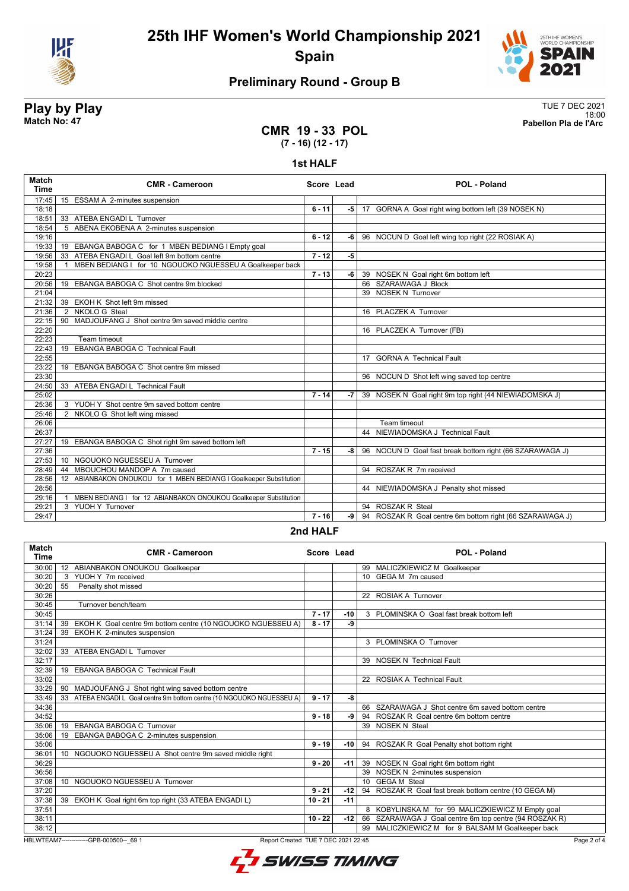# 25th IHF Women's World Championship 2021

## Spain

### Preliminary Round - Group B

**Play by Play**
**Match No: 47**

TUE 7 DEC 2021
18:00
**Pabellon Pla de l'Arc**

## CMR 19 - 33 POL
**(7 - 16) (12 - 17)**

### 1st HALF

| Match Time | CMR - Cameroon | Score | Lead | POL - Poland |
|---|---|---|---|---|
| 17:45 | 15 ESSAM A 2-minutes suspension | | | |
| 18:18 | | 6 - 11 | -5 | 17 GORNA A Goal right wing bottom left (39 NOSEK N) |
| 18:51 | 33 ATEBA ENGADI L Turnover | | | |
| 18:54 | 5 ABENA EKOBENA A 2-minutes suspension | | | |
| 19:16 | | 6 - 12 | -6 | 96 NOCUN D Goal left wing top right (22 ROSIAK A) |
| 19:33 | 19 EBANGA BABOGA C for 1 MBEN BEDIANG I Empty goal | | | |
| 19:56 | 33 ATEBA ENGADI L Goal left 9m bottom centre | 7 - 12 | -5 | |
| 19:58 | 1 MBEN BEDIANG I for 10 NGOUOKO NGUESSEU A Goalkeeper back | | | |
| 20:23 | | 7 - 13 | -6 | 39 NOSEK N Goal right 6m bottom left |
| 20:56 | 19 EBANGA BABOGA C Shot centre 9m blocked | | | 66 SZARAWAGA J Block |
| 21:04 | | | | 39 NOSEK N Turnover |
| 21:32 | 39 EKOH K Shot left 9m missed | | | |
| 21:36 | 2 NKOLO G Steal | | | 16 PLACZEK A Turnover |
| 22:15 | 90 MADJOUFANG J Shot centre 9m saved middle centre | | | |
| 22:20 | | | | 16 PLACZEK A Turnover (FB) |
| 22:23 | Team timeout | | | |
| 22:43 | 19 EBANGA BABOGA C Technical Fault | | | |
| 22:55 | | | | 17 GORNA A Technical Fault |
| 23:22 | 19 EBANGA BABOGA C Shot centre 9m missed | | | |
| 23:30 | | | | 96 NOCUN D Shot left wing saved top centre |
| 24:50 | 33 ATEBA ENGADI L Technical Fault | | | |
| 25:02 | | 7 - 14 | -7 | 39 NOSEK N Goal right 9m top right (44 NIEWIADOMSKA J) |
| 25:36 | 3 YUOH Y Shot centre 9m saved bottom centre | | | |
| 25:46 | 2 NKOLO G Shot left wing missed | | | |
| 26:06 | | | | Team timeout |
| 26:37 | | | | 44 NIEWIADOMSKA J Technical Fault |
| 27:27 | 19 EBANGA BABOGA C Shot right 9m saved bottom left | | | |
| 27:36 | | 7 - 15 | -8 | 96 NOCUN D Goal fast break bottom right (66 SZARAWAGA J) |
| 27:53 | 10 NGOUOKO NGUESSEU A Turnover | | | |
| 28:49 | 44 MBOUCHOU MANDOP A 7m caused | | | 94 ROSZAK R 7m received |
| 28:56 | 12 ABIANBAKON ONOUKOU for 1 MBEN BEDIANG I Goalkeeper Substitution | | | |
| 28:56 | | | | 44 NIEWIADOMSKA J Penalty shot missed |
| 29:16 | 1 MBEN BEDIANG I for 12 ABIANBAKON ONOUKOU Goalkeeper Substitution | | | |
| 29:21 | 3 YUOH Y Turnover | | | 94 ROSZAK R Steal |
| 29:47 | | 7 - 16 | -9 | 94 ROSZAK R Goal centre 6m bottom right (66 SZARAWAGA J) |

### 2nd HALF

| Match Time | CMR - Cameroon | Score | Lead | POL - Poland |
|---|---|---|---|---|
| 30:00 | 12 ABIANBAKON ONOUKOU Goalkeeper | | | 99 MALICZKIEWICZ M Goalkeeper |
| 30:20 | 3 YUOH Y 7m received | | | 10 GEGA M 7m caused |
| 30:20 | 55 Penalty shot missed | | | |
| 30:26 | | | | 22 ROSIAK A Turnover |
| 30:45 | Turnover bench/team | | | |
| 30:45 | | 7 - 17 | -10 | 3 PLOMINSKA O Goal fast break bottom left |
| 31:14 | 39 EKOH K Goal centre 9m bottom centre (10 NGOUOKO NGUESSEU A) | 8 - 17 | -9 | |
| 31:24 | 39 EKOH K 2-minutes suspension | | | |
| 31:24 | | | | 3 PLOMINSKA O Turnover |
| 32:02 | 33 ATEBA ENGADI L Turnover | | | |
| 32:17 | | | | 39 NOSEK N Technical Fault |
| 32:39 | 19 EBANGA BABOGA C Technical Fault | | | |
| 33:02 | | | | 22 ROSIAK A Technical Fault |
| 33:29 | 90 MADJOUFANG J Shot right wing saved bottom centre | | | |
| 33:49 | 33 ATEBA ENGADI L Goal centre 9m bottom centre (10 NGOUOKO NGUESSEU A) | 9 - 17 | -8 | |
| 34:36 | | | | 66 SZARAWAGA J Shot centre 6m saved bottom centre |
| 34:52 | | 9 - 18 | -9 | 94 ROSZAK R Goal centre 6m bottom centre |
| 35:06 | 19 EBANGA BABOGA C Turnover | | | 39 NOSEK N Steal |
| 35:06 | 19 EBANGA BABOGA C 2-minutes suspension | | | |
| 35:06 | | 9 - 19 | -10 | 94 ROSZAK R Goal Penalty shot bottom right |
| 36:01 | 10 NGOUOKO NGUESSEU A Shot centre 9m saved middle right | | | |
| 36:29 | | 9 - 20 | -11 | 39 NOSEK N Goal right 6m bottom right |
| 36:56 | | | | 39 NOSEK N 2-minutes suspension |
| 37:08 | 10 NGOUOKO NGUESSEU A Turnover | | | 10 GEGA M Steal |
| 37:20 | | 9 - 21 | -12 | 94 ROSZAK R Goal fast break bottom centre (10 GEGA M) |
| 37:38 | 39 EKOH K Goal right 6m top right (33 ATEBA ENGADI L) | 10 - 21 | -11 | |
| 37:51 | | | | 8 KOBYLINSKA M for 99 MALICZKIEWICZ M Empty goal |
| 38:11 | | 10 - 22 | -12 | 66 SZARAWAGA J Goal centre 6m top centre (94 ROSZAK R) |
| 38:12 | | | | 99 MALICZKIEWICZ M for 9 BALSAM M Goalkeeper back |

HBLWTEAM7-------------GPB-000500--_69 1 Report Created TUE 7 DEC 2021 22:45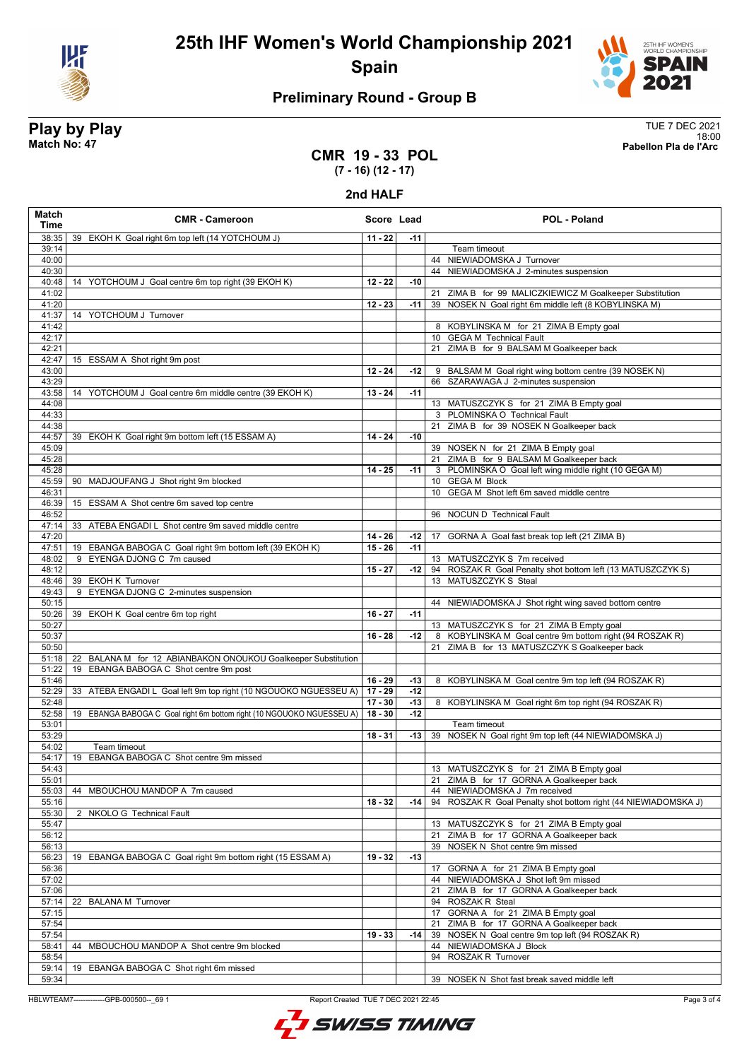# 25th IHF Women's World Championship 2021

## Spain

### Preliminary Round - Group B

**Play by Play**
**Match No: 47**

TUE 7 DEC 2021
18:00
**Pabellon Pla de l'Arc**

## CMR 19 - 33 POL
**(7 - 16) (12 - 17)**

### 2nd HALF

| Match Time | CMR - Cameroon | Score | Lead | POL - Poland |
|---|---|---|---|---|
| 38:35 | 39 EKOH K Goal right 6m top left (14 YOTCHOUM J) | 11 - 22 | -11 | |
| 39:14 | | | | Team timeout |
| 40:00 | | | | 44 NIEWIADOMSKA J Turnover |
| 40:30 | | | | 44 NIEWIADOMSKA J 2-minutes suspension |
| 40:48 | 14 YOTCHOUM J Goal centre 6m top right (39 EKOH K) | 12 - 22 | -10 | |
| 41:02 | | | | 21 ZIMA B for 99 MALICZKIEWICZ M Goalkeeper Substitution |
| 41:20 | | 12 - 23 | -11 | 39 NOSEK N Goal right 6m middle left (8 KOBYLINSKA M) |
| 41:37 | 14 YOTCHOUM J Turnover | | | |
| 41:42 | | | | 8 KOBYLINSKA M for 21 ZIMA B Empty goal |
| 42:17 | | | | 10 GEGA M Technical Fault |
| 42:21 | | | | 21 ZIMA B for 9 BALSAM M Goalkeeper back |
| 42:47 | 15 ESSAM A Shot right 9m post | | | |
| 43:00 | | 12 - 24 | -12 | 9 BALSAM M Goal right wing bottom centre (39 NOSEK N) |
| 43:29 | | | | 66 SZARAWAGA J 2-minutes suspension |
| 43:58 | 14 YOTCHOUM J Goal centre 6m middle centre (39 EKOH K) | 13 - 24 | -11 | |
| 44:08 | | | | 13 MATUSZCZYK S for 21 ZIMA B Empty goal |
| 44:33 | | | | 3 PLOMINSKA O Technical Fault |
| 44:38 | | | | 21 ZIMA B for 39 NOSEK N Goalkeeper back |
| 44:57 | 39 EKOH K Goal right 9m bottom left (15 ESSAM A) | 14 - 24 | -10 | |
| 45:09 | | | | 39 NOSEK N for 21 ZIMA B Empty goal |
| 45:28 | | | | 21 ZIMA B for 9 BALSAM M Goalkeeper back |
| 45:28 | | 14 - 25 | -11 | 3 PLOMINSKA O Goal left wing middle right (10 GEGA M) |
| 45:59 | 90 MADJOUFANG J Shot right 9m blocked | | | 10 GEGA M Block |
| 46:31 | | | | 10 GEGA M Shot left 6m saved middle centre |
| 46:39 | 15 ESSAM A Shot centre 6m saved top centre | | | |
| 46:52 | | | | 96 NOCUN D Technical Fault |
| 47:14 | 33 ATEBA ENGADI L Shot centre 9m saved middle centre | | | |
| 47:20 | | 14 - 26 | -12 | 17 GORNA A Goal fast break top left (21 ZIMA B) |
| 47:51 | 19 EBANGA BABOGA C Goal right 9m bottom left (39 EKOH K) | 15 - 26 | -11 | |
| 48:02 | 9 EYENGA DJONG C 7m caused | | | 13 MATUSZCZYK S 7m received |
| 48:12 | | 15 - 27 | -12 | 94 ROSZAK R Goal Penalty shot bottom left (13 MATUSZCZYK S) |
| 48:46 | 39 EKOH K Turnover | | | 13 MATUSZCZYK S Steal |
| 49:43 | 9 EYENGA DJONG C 2-minutes suspension | | | |
| 50:15 | | | | 44 NIEWIADOMSKA J Shot right wing saved bottom centre |
| 50:26 | 39 EKOH K Goal centre 6m top right | 16 - 27 | -11 | |
| 50:27 | | | | 13 MATUSZCZYK S for 21 ZIMA B Empty goal |
| 50:37 | | 16 - 28 | -12 | 8 KOBYLINSKA M Goal centre 9m bottom right (94 ROSZAK R) |
| 50:50 | | | | 21 ZIMA B for 13 MATUSZCZYK S Goalkeeper back |
| 51:18 | 22 BALANA M for 12 ABIANBAKON ONOUKOU Goalkeeper Substitution | | | |
| 51:22 | 19 EBANGA BABOGA C Shot centre 9m post | | | |
| 51:46 | | 16 - 29 | -13 | 8 KOBYLINSKA M Goal centre 9m top left (94 ROSZAK R) |
| 52:29 | 33 ATEBA ENGADI L Goal left 9m top right (10 NGOUOKO NGUESSEU A) | 17 - 29 | -12 | |
| 52:48 | | 17 - 30 | -13 | 8 KOBYLINSKA M Goal right 6m top right (94 ROSZAK R) |
| 52:58 | 19 EBANGA BABOGA C Goal right 6m bottom right (10 NGOUOKO NGUESSEU A) | 18 - 30 | -12 | |
| 53:01 | | | | Team timeout |
| 53:29 | | 18 - 31 | -13 | 39 NOSEK N Goal right 9m top left (44 NIEWIADOMSKA J) |
| 54:02 | Team timeout | | | |
| 54:17 | 19 EBANGA BABOGA C Shot centre 9m missed | | | |
| 54:43 | | | | 13 MATUSZCZYK S for 21 ZIMA B Empty goal |
| 55:01 | | | | 21 ZIMA B for 17 GORNA A Goalkeeper back |
| 55:03 | 44 MBOUCHOU MANDOP A 7m caused | | | 44 NIEWIADOMSKA J 7m received |
| 55:16 | | 18 - 32 | -14 | 94 ROSZAK R Goal Penalty shot bottom right (44 NIEWIADOMSKA J) |
| 55:30 | 2 NKOLO G Technical Fault | | | |
| 55:47 | | | | 13 MATUSZCZYK S for 21 ZIMA B Empty goal |
| 56:12 | | | | 21 ZIMA B for 17 GORNA A Goalkeeper back |
| 56:13 | | | | 39 NOSEK N Shot centre 9m missed |
| 56:23 | 19 EBANGA BABOGA C Goal right 9m bottom right (15 ESSAM A) | 19 - 32 | -13 | |
| 56:36 | | | | 17 GORNA A for 21 ZIMA B Empty goal |
| 57:02 | | | | 44 NIEWIADOMSKA J Shot left 9m missed |
| 57:06 | | | | 21 ZIMA B for 17 GORNA A Goalkeeper back |
| 57:14 | 22 BALANA M Turnover | | | 94 ROSZAK R Steal |
| 57:15 | | | | 17 GORNA A for 21 ZIMA B Empty goal |
| 57:54 | | | | 21 ZIMA B for 17 GORNA A Goalkeeper back |
| 57:54 | | 19 - 33 | -14 | 39 NOSEK N Goal centre 9m top left (94 ROSZAK R) |
| 58:41 | 44 MBOUCHOU MANDOP A Shot centre 9m blocked | | | 44 NIEWIADOMSKA J Block |
| 58:54 | | | | 94 ROSZAK R Turnover |
| 59:14 | 19 EBANGA BABOGA C Shot right 6m missed | | | |
| 59:34 | | | | 39 NOSEK N Shot fast break saved middle left |

HBLWTEAM7-------------GPB-000500--_69 1 Report Created TUE 7 DEC 2021 22:45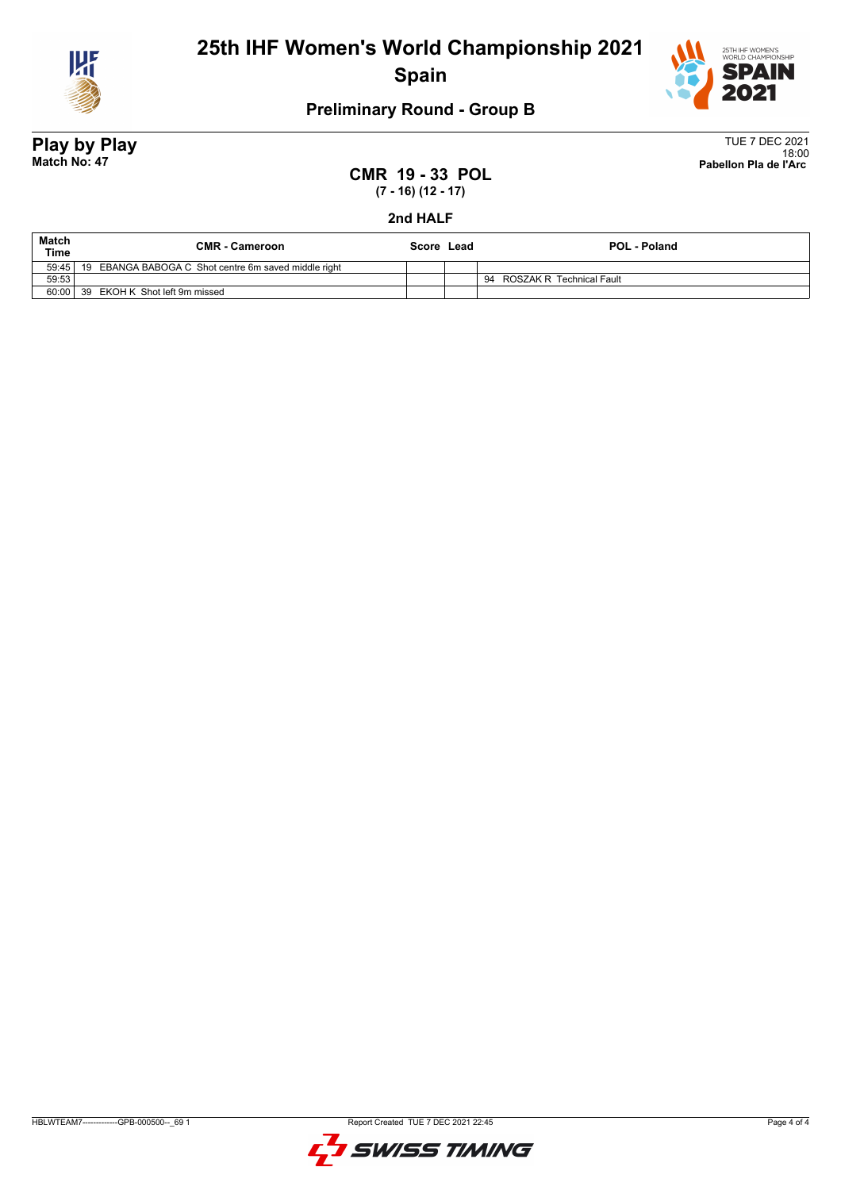# 25th IHF Women's World Championship 2021

## Spain

### Preliminary Round - Group B

**Play by Play**
**Match No: 47**

TUE 7 DEC 2021
18:00
**Pabellon Pla de l'Arc**

**CMR 19 - 33 POL**
**(7 - 16) (12 - 17)**

**2nd HALF**

| Match Time | CMR - Cameroon | Score | Lead | POL - Poland |
|---|---|---|---|---|
| 59:45 | 19 EBANGA BABOGA C Shot centre 6m saved middle right | | | |
| 59:53 | | | | 94 ROSZAK R Technical Fault |
| 60:00 | 39 EKOH K Shot left 9m missed | | | |

HBLWTEAM7--------------GPB-000500--_69 1 Report Created TUE 7 DEC 2021 22:45